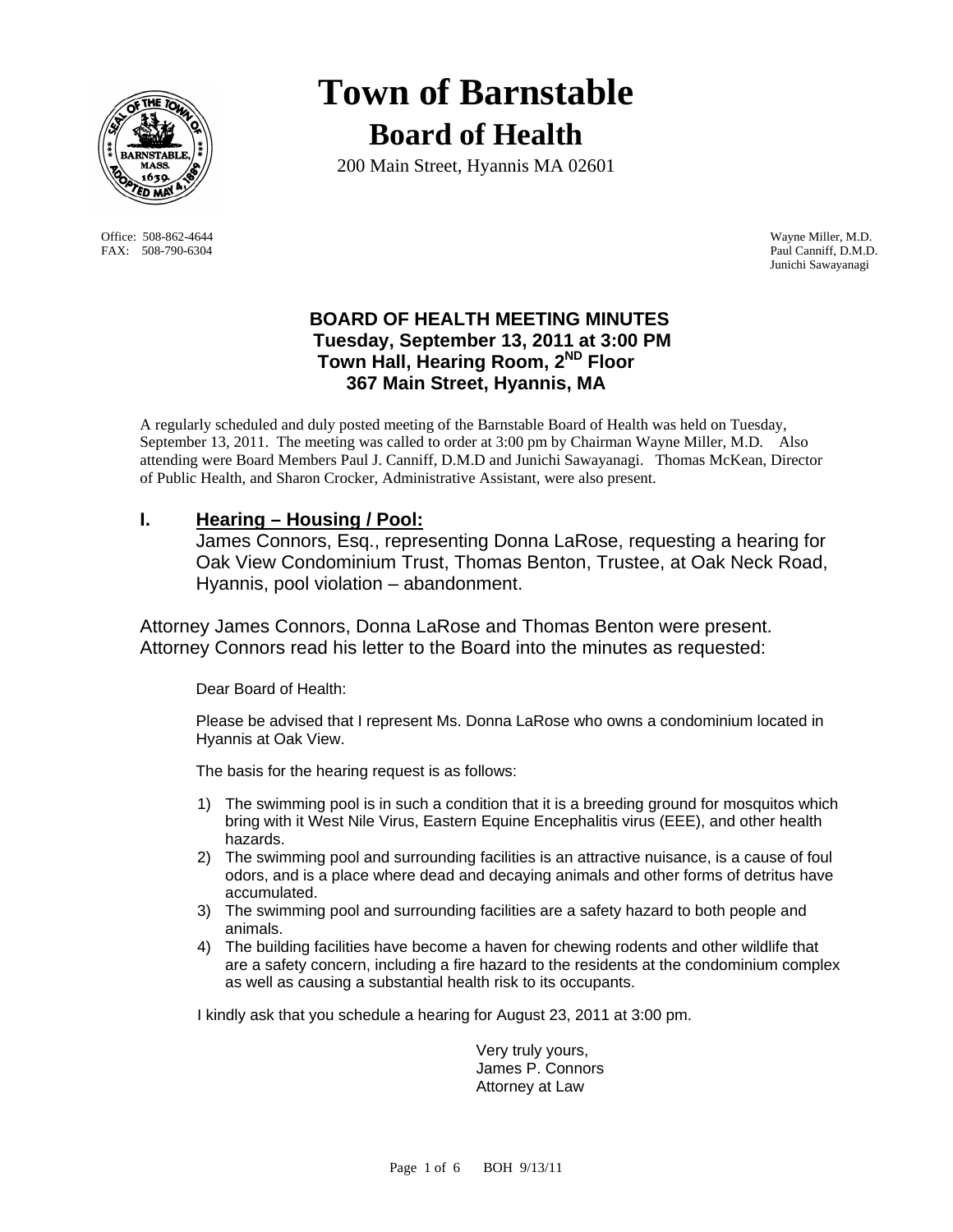# Town of Barnstable

## Board of Health

200 Main Street, Hyannis MA 02601

Office: 508-862-4644
FAX: 508-790-6304

Wayne Miller, M.D.
Paul Canniff, D.M.D.
Junichi Sawayanagi

### BOARD OF HEALTH MEETING MINUTES
### Tuesday, September 13, 2011 at 3:00 PM
### Town Hall, Hearing Room, 2ND Floor
### 367 Main Street, Hyannis, MA

A regularly scheduled and duly posted meeting of the Barnstable Board of Health was held on Tuesday, September 13, 2011. The meeting was called to order at 3:00 pm by Chairman Wayne Miller, M.D. Also attending were Board Members Paul J. Canniff, D.M.D and Junichi Sawayanagi. Thomas McKean, Director of Public Health, and Sharon Crocker, Administrative Assistant, were also present.

## I. Hearing – Housing / Pool:

James Connors, Esq., representing Donna LaRose, requesting a hearing for Oak View Condominium Trust, Thomas Benton, Trustee, at Oak Neck Road, Hyannis, pool violation – abandonment.

Attorney James Connors, Donna LaRose and Thomas Benton were present. Attorney Connors read his letter to the Board into the minutes as requested:

Dear Board of Health:

Please be advised that I represent Ms. Donna LaRose who owns a condominium located in Hyannis at Oak View.

The basis for the hearing request is as follows:

1) The swimming pool is in such a condition that it is a breeding ground for mosquitos which bring with it West Nile Virus, Eastern Equine Encephalitis virus (EEE), and other health hazards.
2) The swimming pool and surrounding facilities is an attractive nuisance, is a cause of foul odors, and is a place where dead and decaying animals and other forms of detritus have accumulated.
3) The swimming pool and surrounding facilities are a safety hazard to both people and animals.
4) The building facilities have become a haven for chewing rodents and other wildlife that are a safety concern, including a fire hazard to the residents at the condominium complex as well as causing a substantial health risk to its occupants.

I kindly ask that you schedule a hearing for August 23, 2011 at 3:00 pm.

Very truly yours,
James P. Connors
Attorney at Law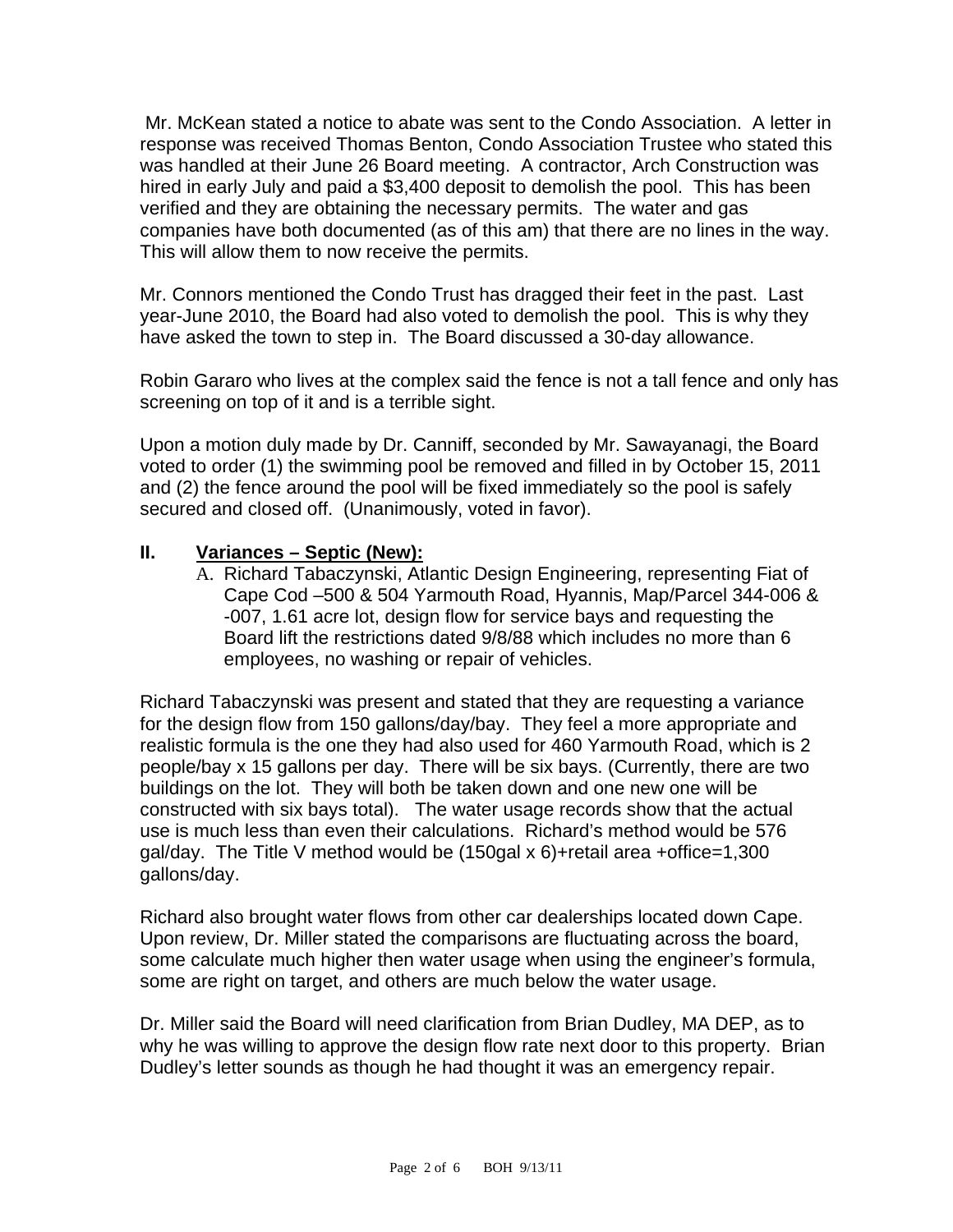Mr. McKean stated a notice to abate was sent to the Condo Association. A letter in response was received Thomas Benton, Condo Association Trustee who stated this was handled at their June 26 Board meeting. A contractor, Arch Construction was hired in early July and paid a $3,400 deposit to demolish the pool. This has been verified and they are obtaining the necessary permits. The water and gas companies have both documented (as of this am) that there are no lines in the way. This will allow them to now receive the permits.

Mr. Connors mentioned the Condo Trust has dragged their feet in the past. Last year-June 2010, the Board had also voted to demolish the pool. This is why they have asked the town to step in. The Board discussed a 30-day allowance.

Robin Libraro who lives at the complex said the fence is not a tall fence and only has screening on top of it and is a terrible sight.

Upon a motion duly made by Dr. Canniff, seconded by Mr. Sawayanagi, the Board voted to order (1) the swimming pool be removed and filled in by October 15, 2011 and (2) the fence around the pool will be fixed immediately so the pool is safely secured and closed off. (Unanimously, voted in favor).

## II. Variances – Septic (New):

A. Richard Tabaczynski, Atlantic Design Engineering, representing Fiat of Cape Cod –500 & 504 Yarmouth Road, Hyannis, Map/Parcel 344-006 & -007, 1.61 acre lot, design flow for service bays and requesting the Board lift the restrictions dated 9/8/88 which includes no more than 6 employees, no washing or repair of vehicles.

Richard Tabaczynski was present and stated that they are requesting a variance for the design flow from 150 gallons/day/bay. They feel a more appropriate and realistic formula is the one they had also used for 460 Yarmouth Road, which is 2 people/bay x 15 gallons per day. There will be six bays. (Currently, there are two buildings on the lot. They will both be taken down and one new one will be constructed with six bays total). The water usage records show that the actual use is much less than even their calculations. Richard's method would be 576 gal/day. The Title V method would be (150gal x 6)+retail area +office=1,300 gallons/day.

Richard also brought water flows from other car dealerships located down Cape. Upon review, Dr. Miller stated the comparisons are fluctuating across the board, some calculate much higher then water usage when using the engineer's formula, some are right on target, and others are much below the water usage.

Dr. Miller said the Board will need clarification from Brian Dudley, MA DEP, as to why he was willing to approve the design flow rate next door to this property. Brian Dudley's letter sounds as though he had thought it was an emergency repair.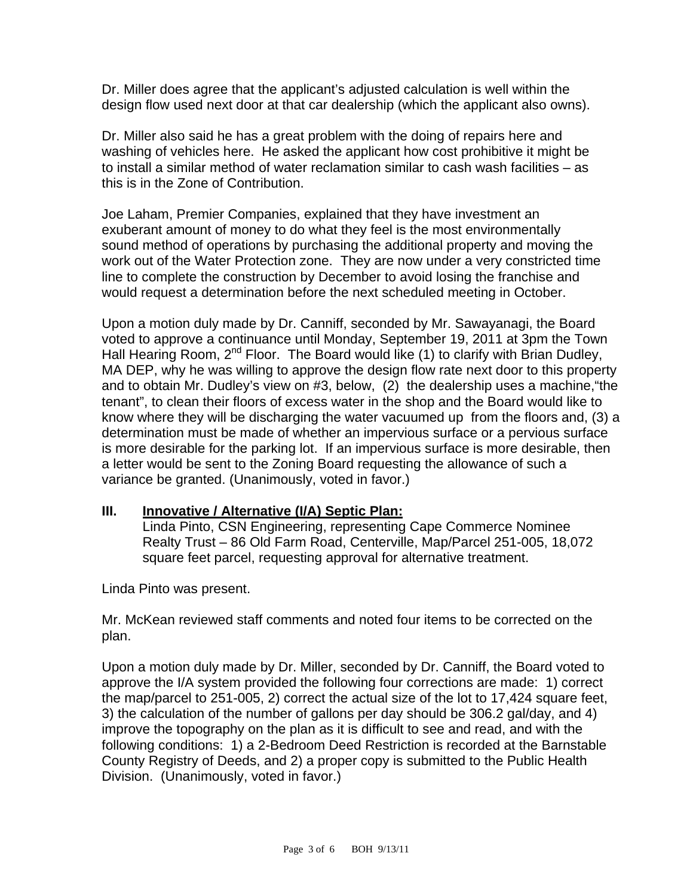Dr. Miller does agree that the applicant's adjusted calculation is well within the design flow used next door at that car dealership (which the applicant also owns).

Dr. Miller also said he has a great problem with the doing of repairs here and washing of vehicles here. He asked the applicant how cost prohibitive it might be to install a similar method of water reclamation similar to cash wash facilities – as this is in the Zone of Contribution.

Joe Laham, Premier Companies, explained that they have investment an exuberant amount of money to do what they feel is the most environmentally sound method of operations by purchasing the additional property and moving the work out of the Water Protection zone. They are now under a very constricted time line to complete the construction by December to avoid losing the franchise and would request a determination before the next scheduled meeting in October.

Upon a motion duly made by Dr. Canniff, seconded by Mr. Sawayanagi, the Board voted to approve a continuance until Monday, September 19, 2011 at 3pm the Town Hall Hearing Room, 2nd Floor. The Board would like (1) to clarify with Brian Dudley, MA DEP, why he was willing to approve the design flow rate next door to this property and to obtain Mr. Dudley's view on #3, below, (2) the dealership uses a machine,"the tenant", to clean their floors of excess water in the shop and the Board would like to know where they will be discharging the water vacuumed up from the floors and, (3) a determination must be made of whether an impervious surface or a pervious surface is more desirable for the parking lot. If an impervious surface is more desirable, then a letter would be sent to the Zoning Board requesting the allowance of such a variance be granted. (Unanimously, voted in favor.)

## III. Innovative / Alternative (I/A) Septic Plan:

Linda Pinto, CSN Engineering, representing Cape Commerce Nominee Realty Trust – 86 Old Farm Road, Centerville, Map/Parcel 251-005, 18,072 square feet parcel, requesting approval for alternative treatment.

Linda Pinto was present.

Mr. McKean reviewed staff comments and noted four items to be corrected on the plan.

Upon a motion duly made by Dr. Miller, seconded by Dr. Canniff, the Board voted to approve the I/A system provided the following four corrections are made: 1) correct the map/parcel to 251-005, 2) correct the actual size of the lot to 17,424 square feet, 3) the calculation of the number of gallons per day should be 306.2 gal/day, and 4) improve the topography on the plan as it is difficult to see and read, and with the following conditions: 1) a 2-Bedroom Deed Restriction is recorded at the Barnstable County Registry of Deeds, and 2) a proper copy is submitted to the Public Health Division. (Unanimously, voted in favor.)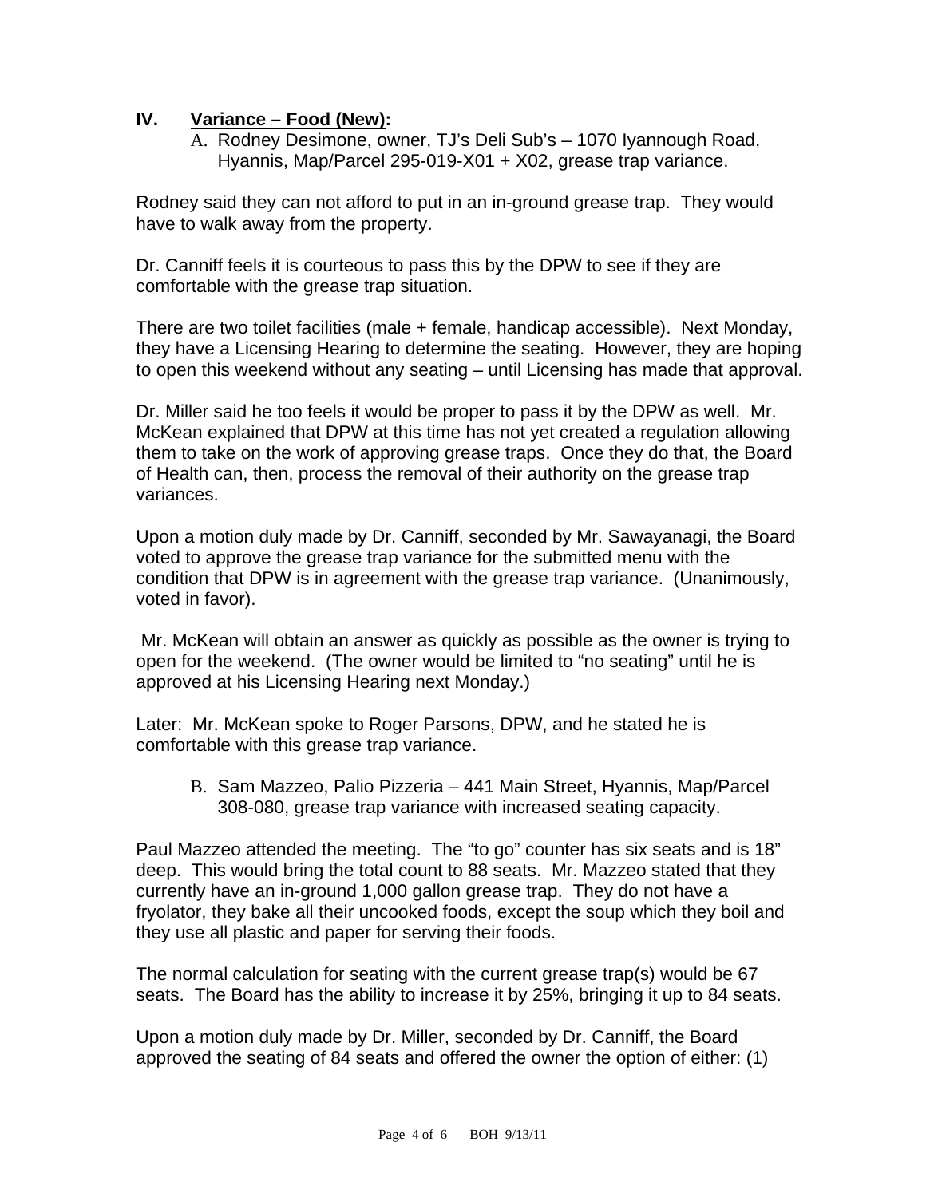## IV. <u>Variance – Food (New)</u>:

A. Rodney Desimone, owner, TJ's Deli Sub's – 1070 Iyannough Road, Hyannis, Map/Parcel 295-019-X01 + X02, grease trap variance.

Rodney said they can not afford to put in an in-ground grease trap. They would have to walk away from the property.

Dr. Canniff feels it is courteous to pass this by the DPW to see if they are comfortable with the grease trap situation.

There are two toilet facilities (male + female, handicap accessible). Next Monday, they have a Licensing Hearing to determine the seating. However, they are hoping to open this weekend without any seating – until Licensing has made that approval.

Dr. Miller said he too feels it would be proper to pass it by the DPW as well. Mr. McKean explained that DPW at this time has not yet created a regulation allowing them to take on the work of approving grease traps. Once they do that, the Board of Health can, then, process the removal of their authority on the grease trap variances.

Upon a motion duly made by Dr. Canniff, seconded by Mr. Sawayanagi, the Board voted to approve the grease trap variance for the submitted menu with the condition that DPW is in agreement with the grease trap variance. (Unanimously, voted in favor).

Mr. McKean will obtain an answer as quickly as possible as the owner is trying to open for the weekend. (The owner would be limited to "no seating" until he is approved at his Licensing Hearing next Monday.)

Later: Mr. McKean spoke to Roger Parsons, DPW, and he stated he is comfortable with this grease trap variance.

B. Sam Mazzeo, Palio Pizzeria – 441 Main Street, Hyannis, Map/Parcel 308-080, grease trap variance with increased seating capacity.

Paul Mazzeo attended the meeting. The "to go" counter has six seats and is 18" deep. This would bring the total count to 88 seats. Mr. Mazzeo stated that they currently have an in-ground 1,000 gallon grease trap. They do not have a fryolator, they bake all their uncooked foods, except the soup which they boil and they use all plastic and paper for serving their foods.

The normal calculation for seating with the current grease trap(s) would be 67 seats. The Board has the ability to increase it by 25%, bringing it up to 84 seats.

Upon a motion duly made by Dr. Miller, seconded by Dr. Canniff, the Board approved the seating of 84 seats and offered the owner the option of either: (1)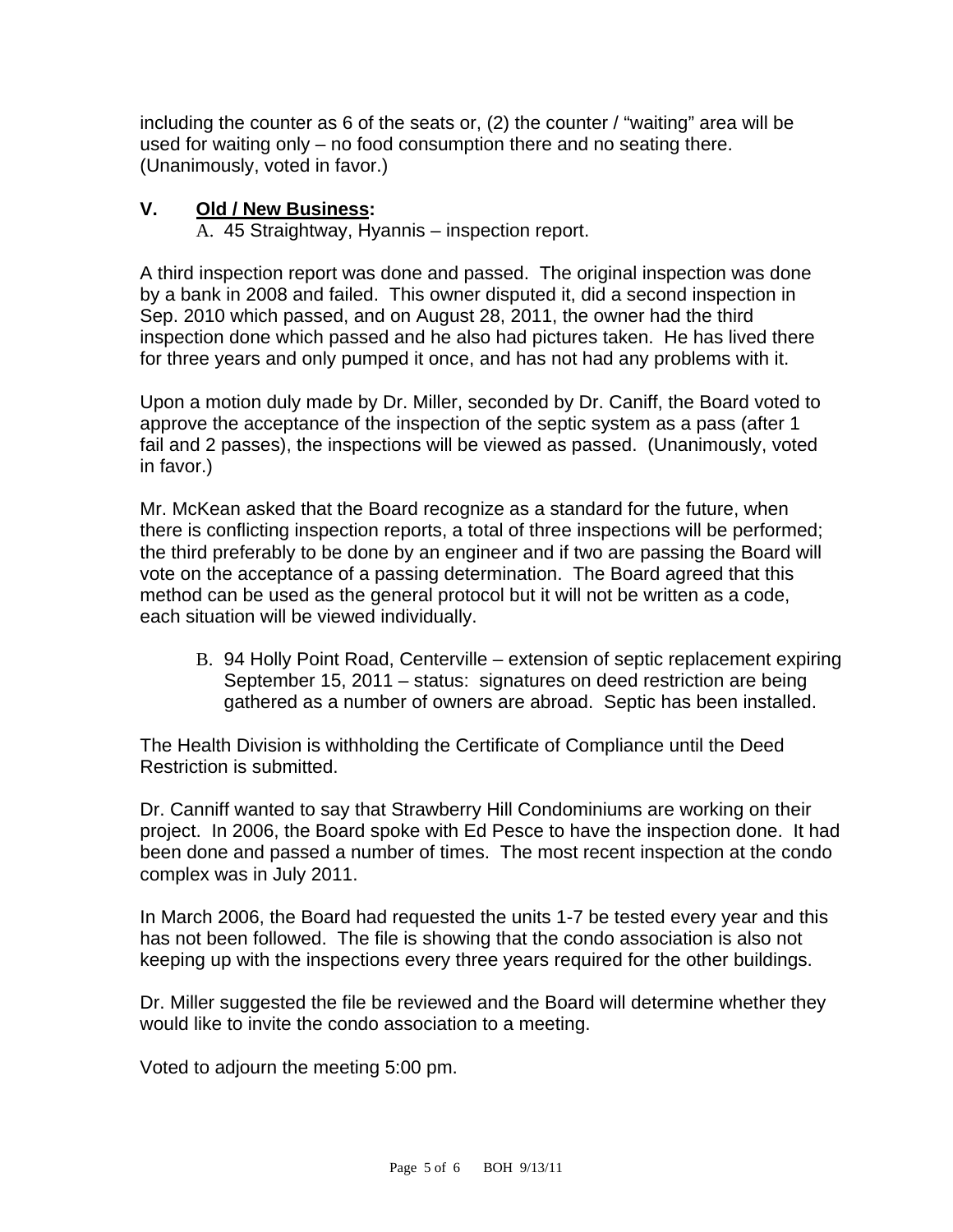including the counter as 6 of the seats or, (2) the counter / "waiting" area will be used for waiting only – no food consumption there and no seating there. (Unanimously, voted in favor.)

## V. **Old / New Business:**

A. 45 Straightway, Hyannis – inspection report.

A third inspection report was done and passed. The original inspection was done by a bank in 2008 and failed. This owner disputed it, did a second inspection in Sep. 2010 which passed, and on August 28, 2011, the owner had the third inspection done which passed and he also had pictures taken. He has lived there for three years and only pumped it once, and has not had any problems with it.

Upon a motion duly made by Dr. Miller, seconded by Dr. Caniff, the Board voted to approve the acceptance of the inspection of the septic system as a pass (after 1 fail and 2 passes), the inspections will be viewed as passed. (Unanimously, voted in favor.)

Mr. McKean asked that the Board recognize as a standard for the future, when there is conflicting inspection reports, a total of three inspections will be performed; the third preferably to be done by an engineer and if two are passing the Board will vote on the acceptance of a passing determination. The Board agreed that this method can be used as the general protocol but it will not be written as a code, each situation will be viewed individually.

B. 94 Holly Point Road, Centerville – extension of septic replacement expiring September 15, 2011 – status: signatures on deed restriction are being gathered as a number of owners are abroad. Septic has been installed.

The Health Division is withholding the Certificate of Compliance until the Deed Restriction is submitted.

Dr. Canniff wanted to say that Strawberry Hill Condominiums are working on their project. In 2006, the Board spoke with Ed Pesce to have the inspection done. It had been done and passed a number of times. The most recent inspection at the condo complex was in July 2011.

In March 2006, the Board had requested the units 1-7 be tested every year and this has not been followed. The file is showing that the condo association is also not keeping up with the inspections every three years required for the other buildings.

Dr. Miller suggested the file be reviewed and the Board will determine whether they would like to invite the condo association to a meeting.

Voted to adjourn the meeting 5:00 pm.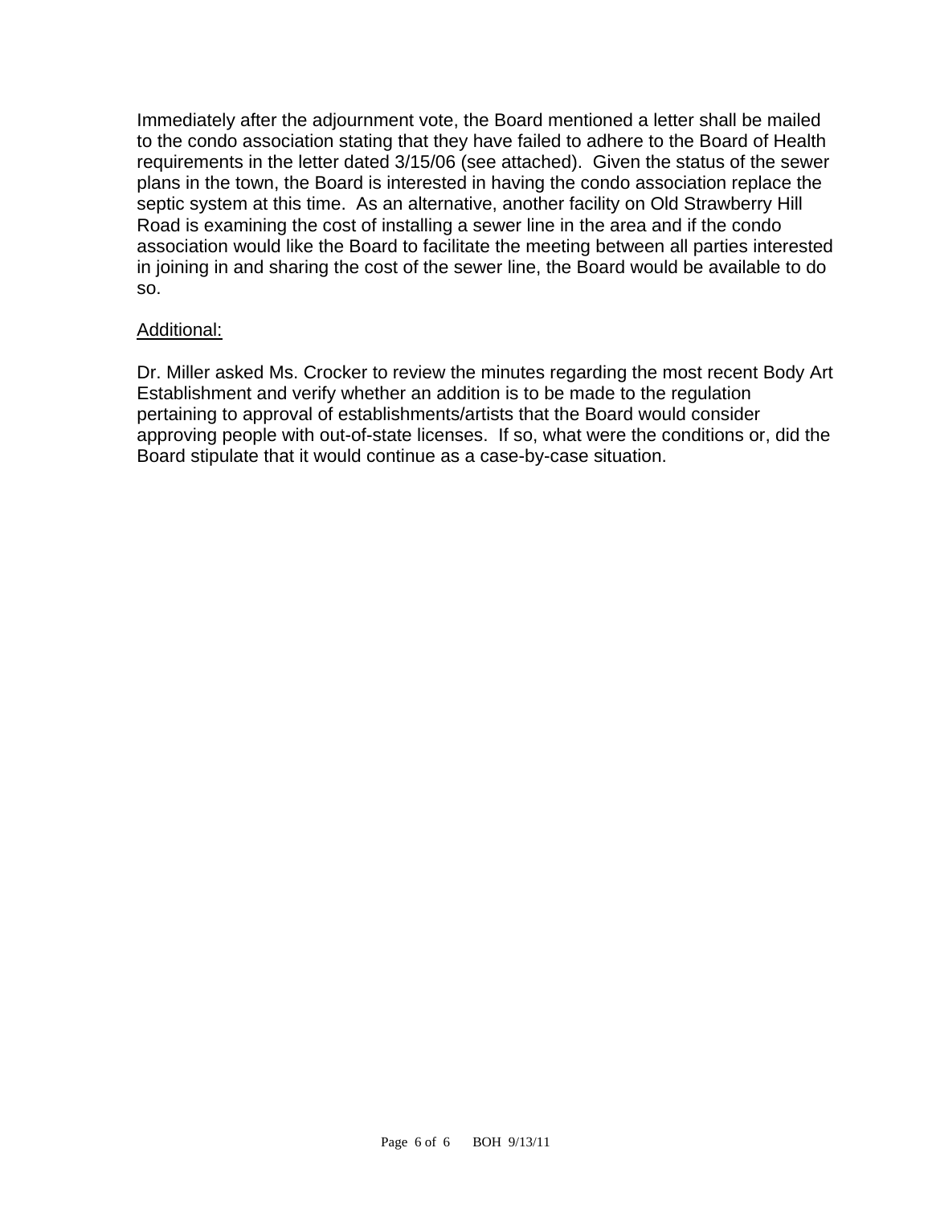Immediately after the adjournment vote, the Board mentioned a letter shall be mailed to the condo association stating that they have failed to adhere to the Board of Health requirements in the letter dated 3/15/06 (see attached). Given the status of the sewer plans in the town, the Board is interested in having the condo association replace the septic system at this time. As an alternative, another facility on Old Strawberry Hill Road is examining the cost of installing a sewer line in the area and if the condo association would like the Board to facilitate the meeting between all parties interested in joining in and sharing the cost of the sewer line, the Board would be available to do so.

<u>Additional:</u>

Dr. Miller asked Ms. Crocker to review the minutes regarding the most recent Body Art Establishment and verify whether an addition is to be made to the regulation pertaining to approval of establishments/artists that the Board would consider approving people with out-of-state licenses. If so, what were the conditions or, did the Board stipulate that it would continue as a case-by-case situation.